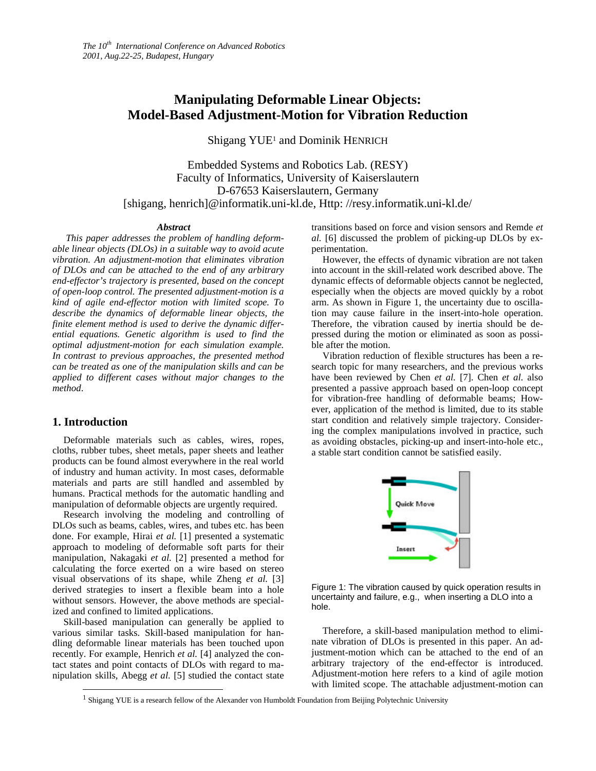*The 10th International Conference on Advanced Robotics*
*2001, Aug.22-25, Budapest, Hungary*

# Manipulating Deformable Linear Objects: Model-Based Adjustment-Motion for Vibration Reduction

Shigang YUE[1] and Dominik HENRICH

Embedded Systems and Robotics Lab. (RESY)
Faculty of Informatics, University of Kaiserslautern
D-67653 Kaiserslautern, Germany
[shigang, henrich]@informatik.uni-kl.de, Http: //resy.informatik.uni-kl.de/

### *Abstract*

*This paper addresses the problem of handling deformable linear objects (DLOs) in a suitable way to avoid acute vibration. An adjustment-motion that eliminates vibration of DLOs and can be attached to the end of any arbitrary end-effector's trajectory is presented, based on the concept of open-loop control. The presented adjustment-motion is a kind of agile end-effector motion with limited scope. To describe the dynamics of deformable linear objects, the finite element method is used to derive the dynamic differential equations. Genetic algorithm is used to find the optimal adjustment-motion for each simulation example. In contrast to previous approaches, the presented method can be treated as one of the manipulation skills and can be applied to different cases without major changes to the method.*

## 1. Introduction

Deformable materials such as cables, wires, ropes, cloths, rubber tubes, sheet metals, paper sheets and leather products can be found almost everywhere in the real world of industry and human activity. In most cases, deformable materials and parts are still handled and assembled by humans. Practical methods for the automatic handling and manipulation of deformable objects are urgently required.

Research involving the modeling and controlling of DLOs such as beams, cables, wires, and tubes etc. has been done. For example, Hirai *et al.* [1] presented a systematic approach to modeling of deformable soft parts for their manipulation, Nakagaki *et al.* [2] presented a method for calculating the force exerted on a wire based on stereo visual observations of its shape, while Zheng *et al.* [3] derived strategies to insert a flexible beam into a hole without sensors. However, the above methods are specialized and confined to limited applications.

Skill-based manipulation can generally be applied to various similar tasks. Skill-based manipulation for handling deformable linear materials has been touched upon recently. For example, Henrich *et al.* [4] analyzed the contact states and point contacts of DLOs with regard to manipulation skills, Abegg *et al.* [5] studied the contact state transitions based on force and vision sensors and Remde *et al.* [6] discussed the problem of picking-up DLOs by experimentation.

However, the effects of dynamic vibration are not taken into account in the skill-related work described above. The dynamic effects of deformable objects cannot be neglected, especially when the objects are moved quickly by a robot arm. As shown in Figure 1, the uncertainty due to oscillation may cause failure in the insert-into-hole operation. Therefore, the vibration caused by inertia should be depressed during the motion or eliminated as soon as possible after the motion.

Vibration reduction of flexible structures has been a research topic for many researchers, and the previous works have been reviewed by Chen *et al.* [7]. Chen *et al.* also presented a passive approach based on open-loop concept for vibration-free handling of deformable beams; However, application of the method is limited, due to its stable start condition and relatively simple trajectory. Considering the complex manipulations involved in practice, such as avoiding obstacles, picking-up and insert-into-hole etc., a stable start condition cannot be satisfied easily.

Figure 1: The vibration caused by quick operation results in uncertainty and failure, e.g., when inserting a DLO into a hole.

Therefore, a skill-based manipulation method to eliminate vibration of DLOs is presented in this paper. An adjustment-motion which can be attached to the end of an arbitrary trajectory of the end-effector is introduced. Adjustment-motion here refers to a kind of agile motion with limited scope. The attachable adjustment-motion can

[1] Shigang YUE is a research fellow of the Alexander von Humboldt Foundation from Beijing Polytechnic University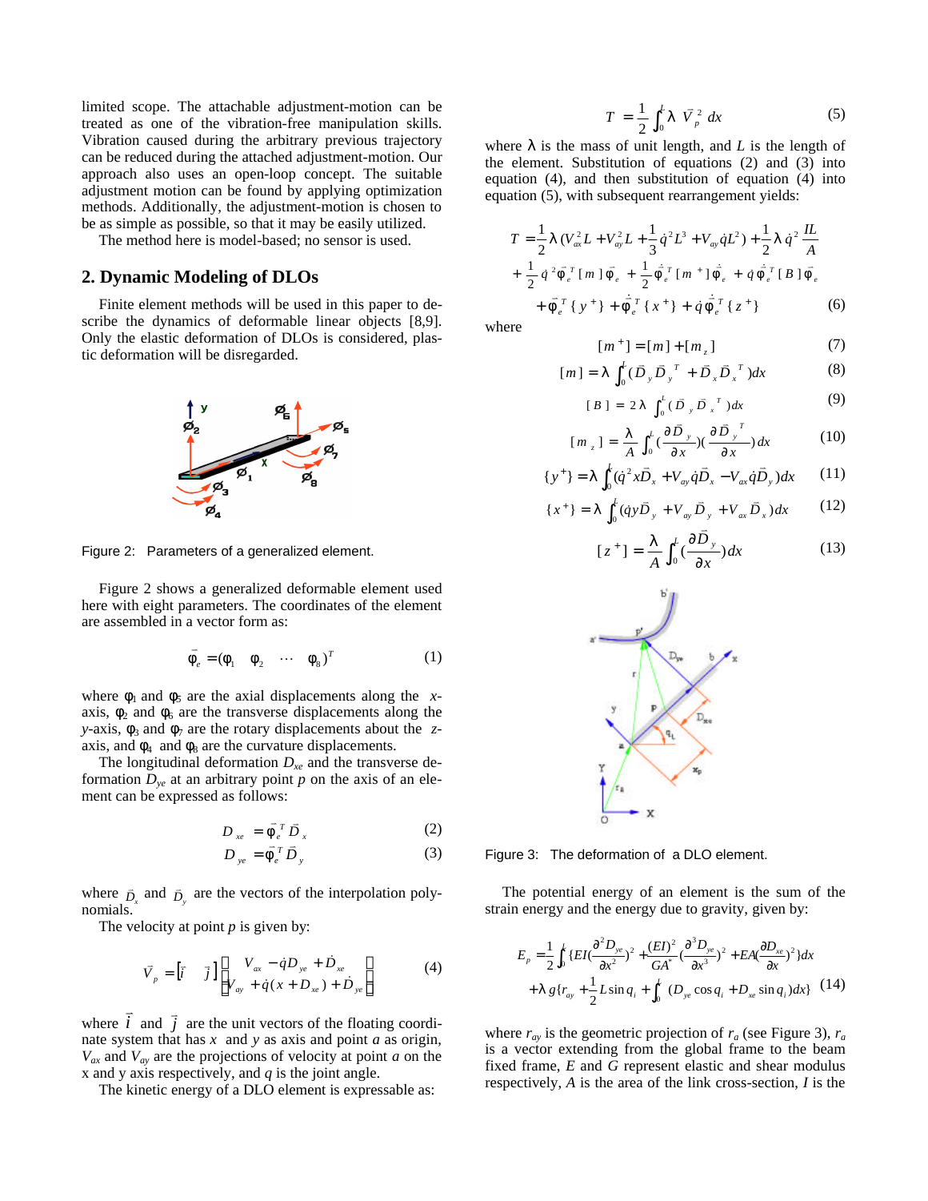limited scope. The attachable adjustment-motion can be treated as one of the vibration-free manipulation skills. Vibration caused during the arbitrary previous trajectory can be reduced during the attached adjustment-motion. Our approach also uses an open-loop concept. The suitable adjustment motion can be found by applying optimization methods. Additionally, the adjustment-motion is chosen to be as simple as possible, so that it may be easily utilized.

The method here is model-based; no sensor is used.

## 2. Dynamic Modeling of DLOs

Finite element methods will be used in this paper to describe the dynamics of deformable linear objects [8,9]. Only the elastic deformation of DLOs is considered, plastic deformation will be disregarded.

Figure 2: Parameters of a generalized element.

Figure 2 shows a generalized deformable element used here with eight parameters. The coordinates of the element are assembled in a vector form as:

$$\vec{\varphi}_e = (\varphi_1 \quad \varphi_2 \quad \cdots \quad \varphi_8)^T \tag{1}$$

where $\varphi_1$ and $\varphi_5$ are the axial displacements along the $x$-axis, $\varphi_2$ and $\varphi_6$ are the transverse displacements along the $y$-axis, $\varphi_3$ and $\varphi_7$ are the rotary displacements about the $z$-axis, and $\varphi_4$ and $\varphi_8$ are the curvature displacements.

The longitudinal deformation $D_{xe}$ and the transverse deformation $D_{ye}$ at an arbitrary point $p$ on the axis of an element can be expressed as follows:

$$D_{xe} = \vec{\varphi}_e^{\,T} \vec{D}_x \tag{2}$$

$$D_{ye} = \vec{\varphi}_e^{\,T} \vec{D}_y \tag{3}$$

where $\vec{D}_x$ and $\vec{D}_y$ are the vectors of the interpolation polynomials.

The velocity at point $p$ is given by:

$$\vec{V}_p = [\vec{i} \quad \vec{j}] \begin{bmatrix} V_{ax} - \dot{q} D_{ye} + \dot{D}_{xe} \\ V_{ay} + \dot{q}(x + D_{xe}) + \dot{D}_{ye} \end{bmatrix} \tag{4}$$

where $\vec{i}$ and $\vec{j}$ are the unit vectors of the floating coordinate system that has $x$ and $y$ as axis and point $a$ as origin, $V_{ax}$ and $V_{ay}$ are the projections of velocity at point $a$ on the x and y axis respectively, and $q$ is the joint angle.

The kinetic energy of a DLO element is expressable as:

$$T = \frac{1}{2}\int_0^L \lambda \, V_p^2 \, dx \tag{5}$$

where $\lambda$ is the mass of unit length, and $L$ is the length of the element. Substitution of equations (2) and (3) into equation (4), and then substitution of equation (4) into equation (5), with subsequent rearrangement yields:

$$\begin{aligned} T =& \frac{1}{2}\lambda (V_{ax}^2 L + V_{ay}^2 L + \frac{1}{3}\dot{q}^2 L^3 + V_{ay}\dot{q}L^2) + \frac{1}{2}\lambda \dot{q}^2 \frac{IL}{A} \\ &+ \frac{1}{2}\dot{q}^2 \vec{\varphi}_e^{\,T}[m]\vec{\varphi}_e + \frac{1}{2}\dot{\vec{\varphi}}_e^{\,T}[m^+]\dot{\vec{\varphi}}_e + \dot{q}\dot{\vec{\varphi}}_e^{\,T}[B]\vec{\varphi}_e \\ &+ \vec{\varphi}_e^{\,T}\{y^+\} + \dot{\vec{\varphi}}_e^{\,T}\{x^+\} + \dot{q}\dot{\vec{\varphi}}_e^{\,T}\{z^+\} \end{aligned} \tag{6}$$

where

$$[m^+] = [m] + [m_z] \tag{7}$$

$$[m] = \lambda \int_0^L (\vec{D}_y \vec{D}_y^{\,T} + \vec{D}_x \vec{D}_x^{\,T}) dx \tag{8}$$

$$[B] = 2\lambda \int_0^L (\vec{D}_y \vec{D}_x^{\,T}) dx \tag{9}$$

$$[m_z] = \frac{\lambda}{A}\int_0^L (\frac{\partial \vec{D}_y}{\partial x})(\frac{\partial \vec{D}_y}{\partial x}^T) dx \tag{10}$$

$$\{y^+\} = \lambda \int_0^L (\dot{q}^2 x \vec{D}_x + V_{ay}\dot{q}\vec{D}_x - V_{ax}\dot{q}\vec{D}_y) dx \tag{11}$$

$$\{x^+\} = \lambda \int_0^L (\dot{q} y \vec{D}_y + V_{ay}\vec{D}_y + V_{ax}\vec{D}_x) dx \tag{12}$$

$$[z^+] = \frac{\lambda}{A}\int_0^L (\frac{\partial \vec{D}_y}{\partial x}) dx \tag{13}$$

Figure 3: The deformation of a DLO element.

The potential energy of an element is the sum of the strain energy and the energy due to gravity, given by:

$$\begin{aligned} E_p =& \frac{1}{2}\int_0^L \{EI(\frac{\partial^2 D_{ye}}{\partial x^2})^2 + \frac{(EI)^2}{GA^*}(\frac{\partial^3 D_{ye}}{\partial x^3})^2 + EA(\frac{\partial D_{xe}}{\partial x})^2\} dx \\ &+ \lambda g \{r_{ay} + \frac{1}{2}L\sin q_i + \int_0^L (D_{ye}\cos q_i + D_{xe}\sin q_i) dx\} \end{aligned} \tag{14}$$

where $r_{ay}$ is the geometric projection of $r_a$ (see Figure 3), $r_a$ is a vector extending from the global frame to the beam fixed frame, $E$ and $G$ represent elastic and shear modulus respectively, $A$ is the area of the link cross-section, $I$ is the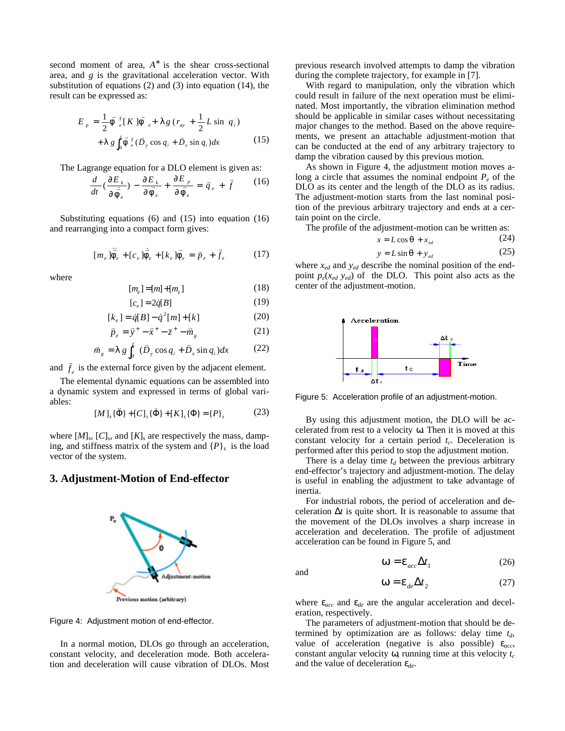second moment of area, $A^*$ is the shear cross-sectional area, and $g$ is the gravitational acceleration vector. With substitution of equations (2) and (3) into equation (14), the result can be expressed as:

$$E_p = \frac{1}{2}\vec{\varphi}_e^T[K]\vec{\varphi}_e + \lambda g(r_{ay} + \frac{1}{2}L\sin q_i) + \lambda g\int_0^l \vec{\varphi}_e^T(\vec{D}_y\cos q_i + \vec{D}_x\sin q_i)dx \tag{15}$$

The Lagrange equation for a DLO element is given as:

$$\frac{d}{dt}(\frac{\partial E_k}{\partial \dot{\vec{\varphi}}_e}) - \frac{\partial E_k}{\partial \vec{\varphi}_e} + \frac{\partial E_p}{\partial \vec{\varphi}_e} = \vec{q}_e + \vec{f} \tag{16}$$

Substituting equations (6) and (15) into equation (16) and rearranging into a compact form gives:

$$[m_e]\ddot{\vec{\varphi}}_e + [c_e]\dot{\vec{\varphi}}_e + [k_e]\vec{\varphi}_e = \vec{p}_e + \vec{f}_e \tag{17}$$

where

$$[m_e] = [m] + [m_z] \tag{18}$$

$$[c_e] = 2\dot{q}[B] \tag{19}$$

$$[k_e] = \dot{q}[B] - \dot{q}^2[m] + [k] \tag{20}$$

$$\vec{p}_e = \vec{y}^+ - \vec{x}^+ - \vec{z}^+ - \vec{m}_g \tag{21}$$

$$\vec{m}_g = \lambda g\int_0^l(\vec{D}_y\cos q_i + \vec{D}_x\sin q_i)dx \tag{22}$$

and $\vec{f}_e$ is the external force given by the adjacent element.

The elemental dynamic equations can be assembled into a dynamic system and expressed in terms of global variables:

$$[M]_s\{\ddot{\Phi}\} + [C]_s\{\dot{\Phi}\} + [K]_s\{\Phi\} = \{P\}_s \tag{23}$$

where $[M]_s$, $[C]_s$, and $[K]_s$ are respectively the mass, damping, and stiffness matrix of the system and $\{P\}_s$ is the load vector of the system.

## 3. Adjustment-Motion of End-effector

Figure 4: Adjustment motion of end-effector.

In a normal motion, DLOs go through an acceleration, constant velocity, and deceleration mode. Both acceleration and deceleration will cause vibration of DLOs. Most previous research involved attempts to damp the vibration during the complete trajectory, for example in [7].

With regard to manipulation, only the vibration which could result in failure of the next operation must be eliminated. Most importantly, the vibration elimination method should be applicable in similar cases without necessitating major changes to the method. Based on the above requirements, we present an attachable adjustment-motion that can be conducted at the end of any arbitrary trajectory to damp the vibration caused by this previous motion.

As shown in Figure 4, the adjustment motion moves along a circle that assumes the nominal endpoint $P_e$ of the DLO as its center and the length of the DLO as its radius. The adjustment-motion starts from the last nominal position of the previous arbitrary trajectory and ends at a certain point on the circle.

The profile of the adjustment-motion can be written as:

$$x = L\cos\theta + x_{ed} \tag{24}$$

$$y = L\sin\theta + y_{ed} \tag{25}$$

where $x_{ed}$ and $y_{ed}$ describe the nominal position of the endpoint $p_e(x_{ed}\ y_{ed})$ of the DLO. This point also acts as the center of the adjustment-motion.

Figure 5: Acceleration profile of an adjustment-motion.

By using this adjustment motion, the DLO will be accelerated from rest to a velocity $\omega$. Then it is moved at this constant velocity for a certain period $t_c$. Deceleration is performed after this period to stop the adjustment motion.

There is a delay time $t_d$ between the previous arbitrary end-effector's trajectory and adjustment-motion. The delay is useful in enabling the adjustment to take advantage of inertia.

For industrial robots, the period of acceleration and deceleration $\Delta t$ is quite short. It is reasonable to assume that the movement of the DLOs involves a sharp increase in acceleration and deceleration. The profile of adjustment acceleration can be found in Figure 5, and

$$\omega = \varepsilon_{acc}\Delta t_1 \tag{26}$$

and

$$\omega = \varepsilon_{de}\Delta t_2 \tag{27}$$

where $\varepsilon_{acc}$ and $\varepsilon_{de}$ are the angular acceleration and deceleration, respectively.

The parameters of adjustment-motion that should be determined by optimization are as follows: delay time $t_d$, value of acceleration (negative is also possible) $\varepsilon_{acc}$, constant angular velocity $\omega$, running time at this velocity $t_c$ and the value of deceleration $\varepsilon_{de}$.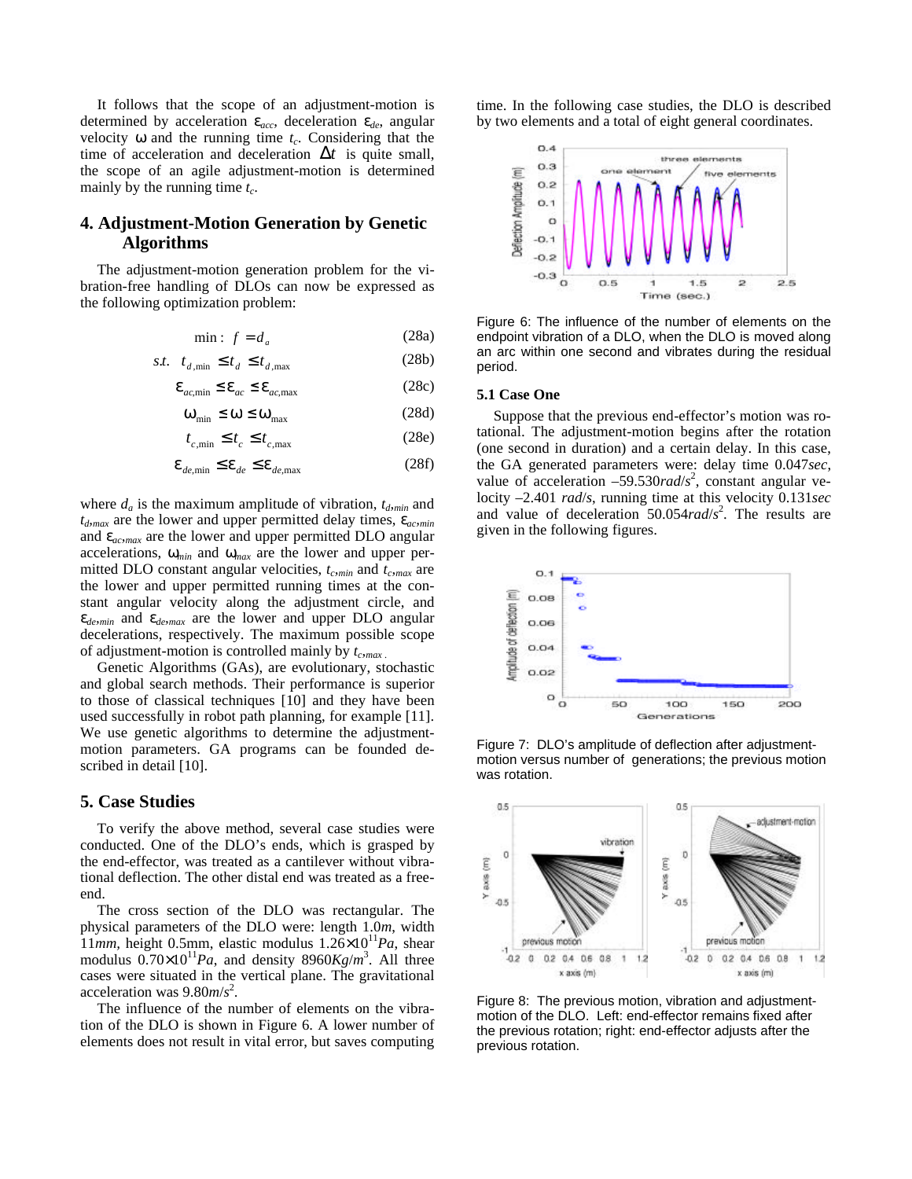It follows that the scope of an adjustment-motion is determined by acceleration $\varepsilon_{acc}$, deceleration $\varepsilon_{de}$, angular velocity $\omega$ and the running time $t_c$. Considering that the time of acceleration and deceleration $\Delta t$ is quite small, the scope of an agile adjustment-motion is determined mainly by the running time $t_c$.

## 4. Adjustment-Motion Generation by Genetic Algorithms

The adjustment-motion generation problem for the vibration-free handling of DLOs can now be expressed as the following optimization problem:

$$\min: \ f = d_a \tag{28a}$$

$$s.t. \quad t_{d,\min} \le t_d \le t_{d,\max} \tag{28b}$$

$$\varepsilon_{ac,\min} \le \varepsilon_{ac} \le \varepsilon_{ac,\max} \tag{28c}$$

$$\omega_{\min} \le \omega \le \omega_{\max} \tag{28d}$$

$$t_{c,\min} \le t_c \le t_{c,\max} \tag{28e}$$

$$\varepsilon_{de,\min} \le \varepsilon_{de} \le \varepsilon_{de,\max} \tag{28f}$$

where $d_a$ is the maximum amplitude of vibration, $t_{d,min}$ and $t_{d,max}$ are the lower and upper permitted delay times, $\varepsilon_{ac,min}$ and $\varepsilon_{ac,max}$ are the lower and upper permitted DLO angular accelerations, $\omega_{min}$ and $\omega_{max}$ are the lower and upper permitted DLO constant angular velocities, $t_{c,min}$ and $t_{c,max}$ are the lower and upper permitted running times at the constant angular velocity along the adjustment circle, and $\varepsilon_{de,min}$ and $\varepsilon_{de,max}$ are the lower and upper DLO angular decelerations, respectively. The maximum possible scope of adjustment-motion is controlled mainly by $t_{c,max}$.

Genetic Algorithms (GAs), are evolutionary, stochastic and global search methods. Their performance is superior to those of classical techniques [10] and they have been used successfully in robot path planning, for example [11]. We use genetic algorithms to determine the adjustment-motion parameters. GA programs can be founded described in detail [10].

## 5. Case Studies

To verify the above method, several case studies were conducted. One of the DLO's ends, which is grasped by the end-effector, was treated as a cantilever without vibrational deflection. The other distal end was treated as a free-end.

The cross section of the DLO was rectangular. The physical parameters of the DLO were: length 1.0*m*, width 11*mm*, height 0.5mm, elastic modulus $1.26\times10^{11}$*Pa*, shear modulus $0.70\times10^{11}$*Pa*, and density 8960$Kg/m^3$. All three cases were situated in the vertical plane. The gravitational acceleration was 9.80$m/s^2$.

The influence of the number of elements on the vibration of the DLO is shown in Figure 6. A lower number of elements does not result in vital error, but saves computing time. In the following case studies, the DLO is described by two elements and a total of eight general coordinates.

Figure 6: The influence of the number of elements on the endpoint vibration of a DLO, when the DLO is moved along an arc within one second and vibrates during the residual period.

### 5.1 Case One

Suppose that the previous end-effector's motion was rotational. The adjustment-motion begins after the rotation (one second in duration) and a certain delay. In this case, the GA generated parameters were: delay time 0.047*sec*, value of acceleration –59.530$rad/s^2$, constant angular velocity –2.401 *rad/s*, running time at this velocity 0.131*sec* and value of deceleration 50.054$rad/s^2$. The results are given in the following figures.

Figure 7: DLO's amplitude of deflection after adjustment-motion versus number of generations; the previous motion was rotation.

Figure 8: The previous motion, vibration and adjustment-motion of the DLO. Left: end-effector remains fixed after the previous rotation; right: end-effector adjusts after the previous rotation.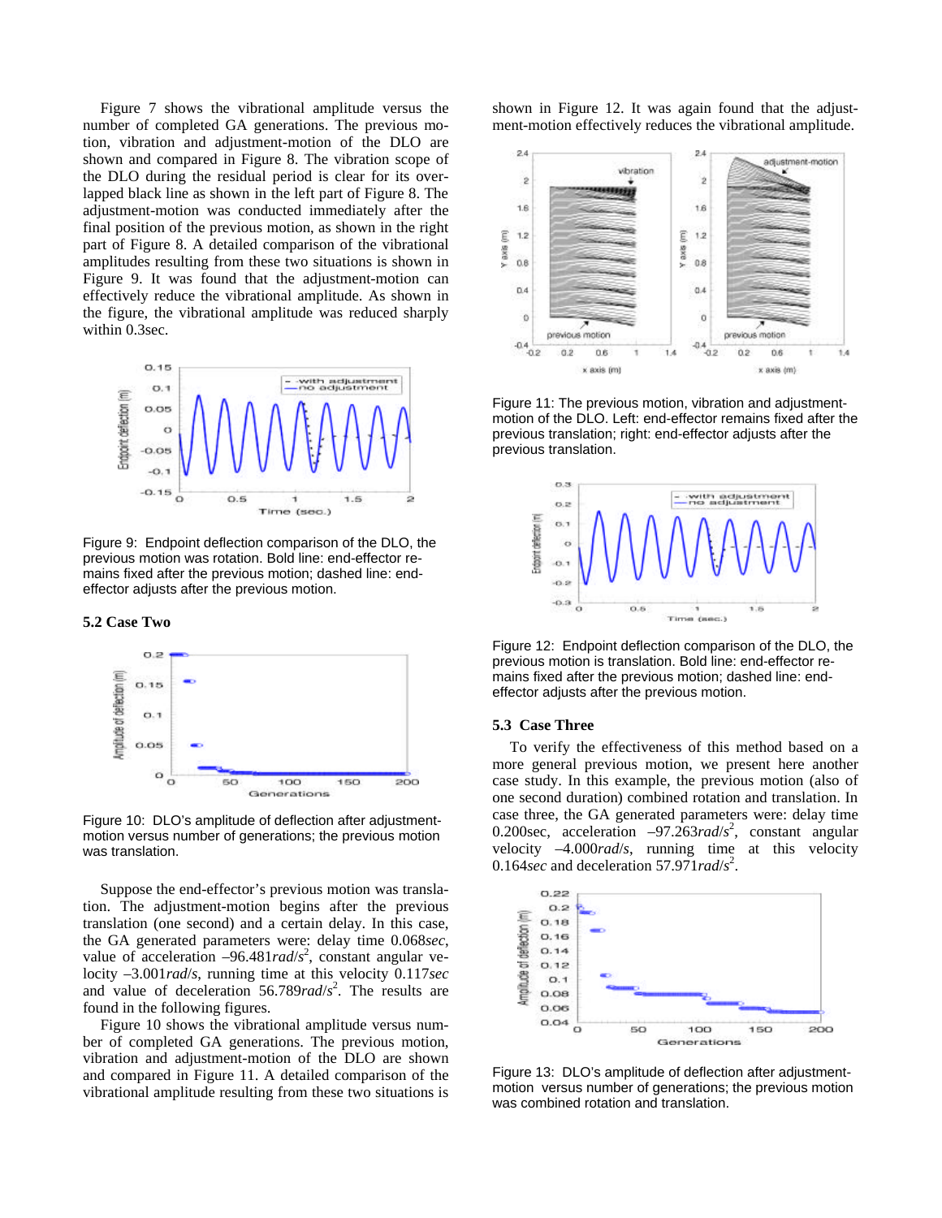Figure 7 shows the vibrational amplitude versus the number of completed GA generations. The previous motion, vibration and adjustment-motion of the DLO are shown and compared in Figure 8. The vibration scope of the DLO during the residual period is clear for its overlapped black line as shown in the left part of Figure 8. The adjustment-motion was conducted immediately after the final position of the previous motion, as shown in the right part of Figure 8. A detailed comparison of the vibrational amplitudes resulting from these two situations is shown in Figure 9. It was found that the adjustment-motion can effectively reduce the vibrational amplitude. As shown in the figure, the vibrational amplitude was reduced sharply within 0.3sec.

Figure 9: Endpoint deflection comparison of the DLO, the previous motion was rotation. Bold line: end-effector remains fixed after the previous motion; dashed line: end-effector adjusts after the previous motion.

### 5.2 Case Two

Figure 10: DLO's amplitude of deflection after adjustment-motion versus number of generations; the previous motion was translation.

Suppose the end-effector's previous motion was translation. The adjustment-motion begins after the previous translation (one second) and a certain delay. In this case, the GA generated parameters were: delay time 0.068*sec*, value of acceleration –96.481*rad*/$s^2$, constant angular velocity –3.001*rad*/*s*, running time at this velocity 0.117*sec* and value of deceleration 56.789*rad*/$s^2$. The results are found in the following figures.

Figure 10 shows the vibrational amplitude versus number of completed GA generations. The previous motion, vibration and adjustment-motion of the DLO are shown and compared in Figure 11. A detailed comparison of the vibrational amplitude resulting from these two situations is shown in Figure 12. It was again found that the adjustment-motion effectively reduces the vibrational amplitude.

Figure 11: The previous motion, vibration and adjustment-motion of the DLO. Left: end-effector remains fixed after the previous translation; right: end-effector adjusts after the previous translation.

Figure 12: Endpoint deflection comparison of the DLO, the previous motion is translation. Bold line: end-effector remains fixed after the previous motion; dashed line: end-effector adjusts after the previous motion.

### 5.3 Case Three

To verify the effectiveness of this method based on a more general previous motion, we present here another case study. In this example, the previous motion (also of one second duration) combined rotation and translation. In case three, the GA generated parameters were: delay time 0.200sec, acceleration –97.263*rad*/$s^2$, constant angular velocity –4.000*rad*/*s*, running time at this velocity 0.164*sec* and deceleration 57.971*rad*/$s^2$.

Figure 13: DLO's amplitude of deflection after adjustment-motion versus number of generations; the previous motion was combined rotation and translation.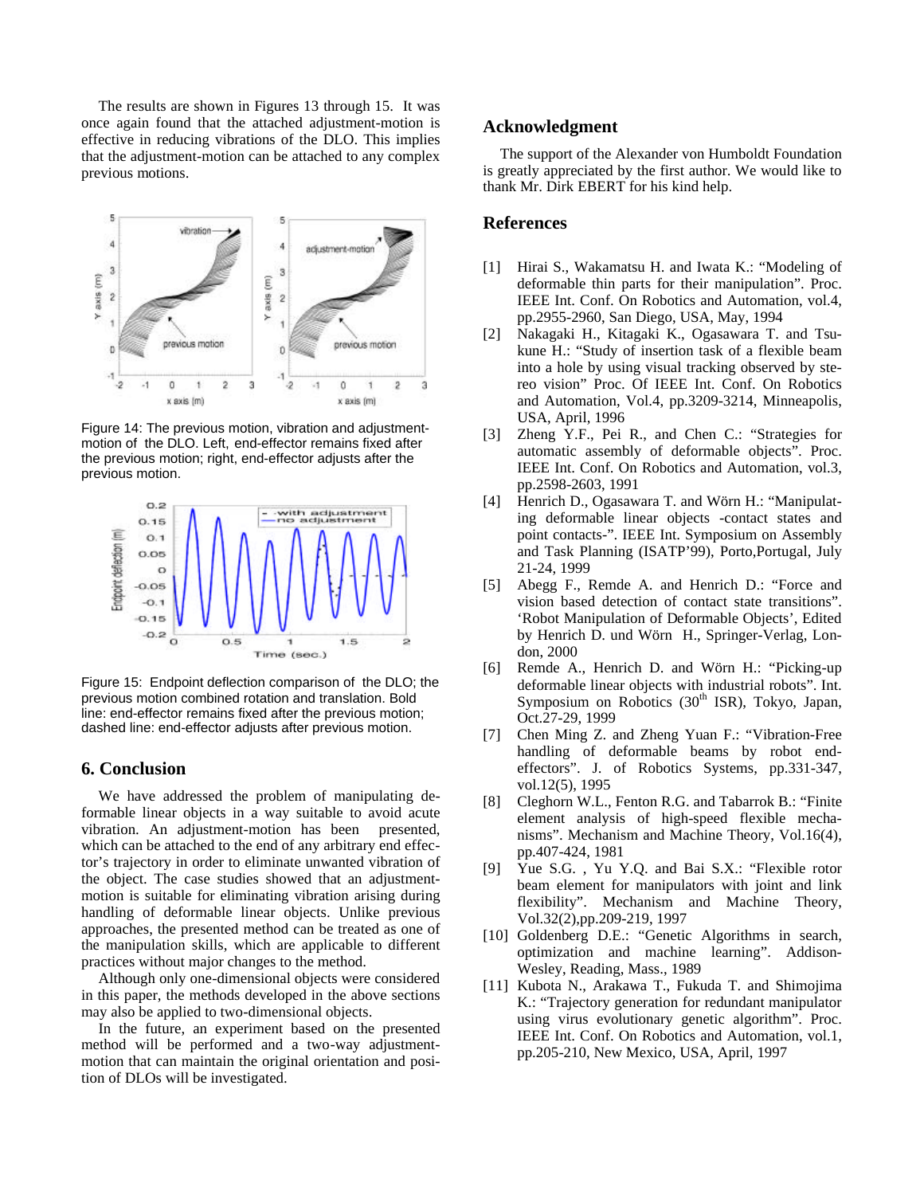The results are shown in Figures 13 through 15. It was once again found that the attached adjustment-motion is effective in reducing vibrations of the DLO. This implies that the adjustment-motion can be attached to any complex previous motions.

vibration
previous motion
Y axis (m)
x axis (m)
adjustment-motion
previous motion
Y axis (m)
x axis (m)

Figure 14: The previous motion, vibration and adjustment-motion of the DLO. Left, end-effector remains fixed after the previous motion; right, end-effector adjusts after the previous motion.

with adjustment
no adjustment
Endpoint deflection (m)
Time (sec.)

Figure 15: Endpoint deflection comparison of the DLO; the previous motion combined rotation and translation. Bold line: end-effector remains fixed after the previous motion; dashed line: end-effector adjusts after previous motion.

## 6. Conclusion

We have addressed the problem of manipulating deformable linear objects in a way suitable to avoid acute vibration. An adjustment-motion has been presented, which can be attached to the end of any arbitrary end effector's trajectory in order to eliminate unwanted vibration of the object. The case studies showed that an adjustment-motion is suitable for eliminating vibration arising during handling of deformable linear objects. Unlike previous approaches, the presented method can be treated as one of the manipulation skills, which are applicable to different practices without major changes to the method.

Although only one-dimensional objects were considered in this paper, the methods developed in the above sections may also be applied to two-dimensional objects.

In the future, an experiment based on the presented method will be performed and a two-way adjustment-motion that can maintain the original orientation and position of DLOs will be investigated.

## Acknowledgment

The support of the Alexander von Humboldt Foundation is greatly appreciated by the first author. We would like to thank Mr. Dirk EBERT for his kind help.

## References

[1] Hirai S., Wakamatsu H. and Iwata K.: "Modeling of deformable thin parts for their manipulation". Proc. IEEE Int. Conf. On Robotics and Automation, vol.4, pp.2955-2960, San Diego, USA, May, 1994

[2] Nakagaki H., Kitagaki K., Ogasawara T. and Tsukune H.: "Study of insertion task of a flexible beam into a hole by using visual tracking observed by stereo vision" Proc. Of IEEE Int. Conf. On Robotics and Automation, Vol.4, pp.3209-3214, Minneapolis, USA, April, 1996

[3] Zheng Y.F., Pei R., and Chen C.: "Strategies for automatic assembly of deformable objects". Proc. IEEE Int. Conf. On Robotics and Automation, vol.3, pp.2598-2603, 1991

[4] Henrich D., Ogasawara T. and Wörn H.: "Manipulating deformable linear objects -contact states and point contacts-". IEEE Int. Symposium on Assembly and Task Planning (ISATP'99), Porto,Portugal, July 21-24, 1999

[5] Abegg F., Remde A. and Henrich D.: "Force and vision based detection of contact state transitions". 'Robot Manipulation of Deformable Objects', Edited by Henrich D. und Wörn H., Springer-Verlag, London, 2000

[6] Remde A., Henrich D. and Wörn H.: "Picking-up deformable linear objects with industrial robots". Int. Symposium on Robotics (30th ISR), Tokyo, Japan, Oct.27-29, 1999

[7] Chen Ming Z. and Zheng Yuan F.: "Vibration-Free handling of deformable beams by robot end-effectors". J. of Robotics Systems, pp.331-347, vol.12(5), 1995

[8] Cleghorn W.L., Fenton R.G. and Tabarrok B.: "Finite element analysis of high-speed flexible mechanisms". Mechanism and Machine Theory, Vol.16(4), pp.407-424, 1981

[9] Yue S.G. , Yu Y.Q. and Bai S.X.: "Flexible rotor beam element for manipulators with joint and link flexibility". Mechanism and Machine Theory, Vol.32(2),pp.209-219, 1997

[10] Goldenberg D.E.: "Genetic Algorithms in search, optimization and machine learning". Addison-Wesley, Reading, Mass., 1989

[11] Kubota N., Arakawa T., Fukuda T. and Shimojima K.: "Trajectory generation for redundant manipulator using virus evolutionary genetic algorithm". Proc. IEEE Int. Conf. On Robotics and Automation, vol.1, pp.205-210, New Mexico, USA, April, 1997